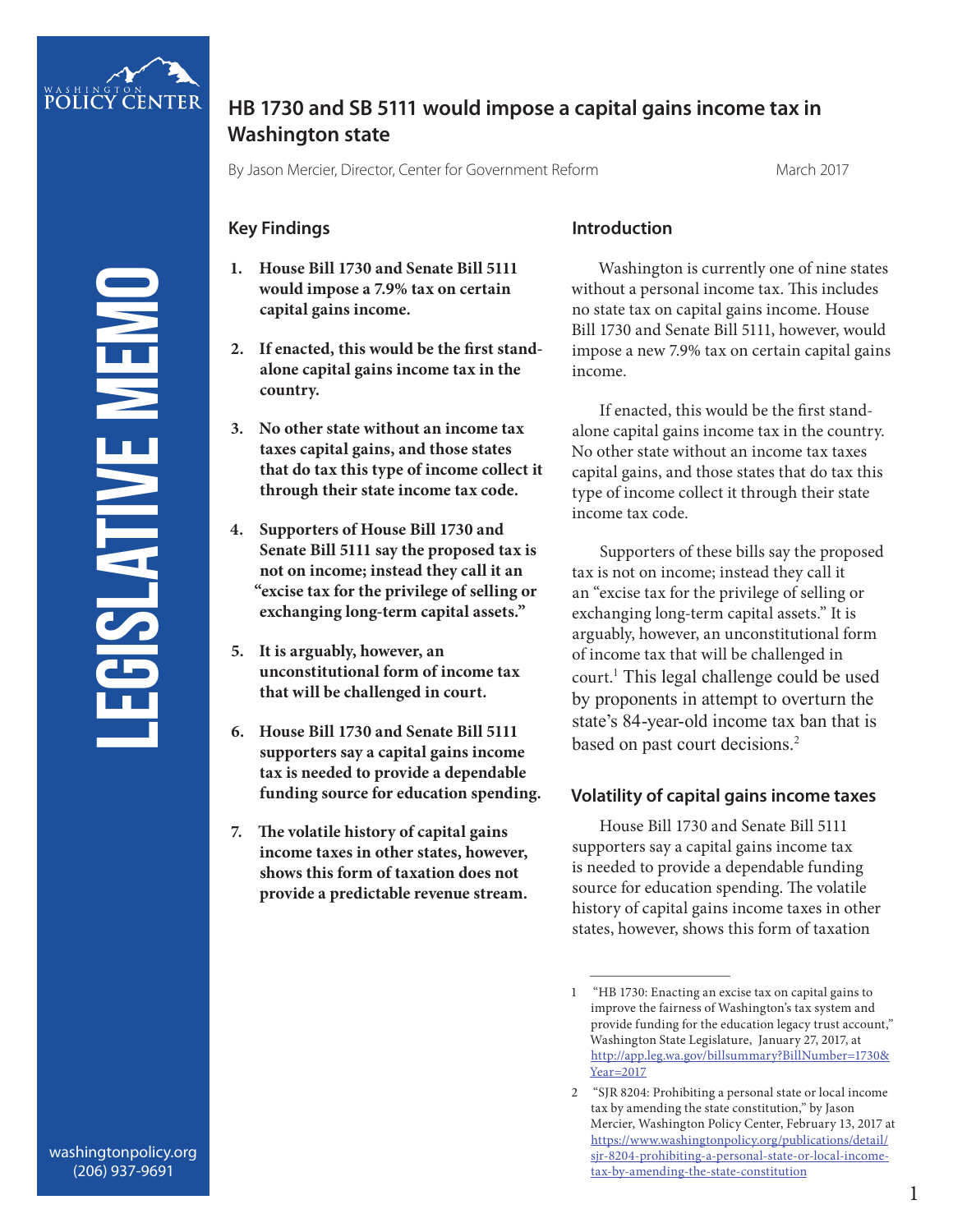# HB 1730 and SB 5111 would impose a capital gains income tax in Washington state

By Jason Mercier, Director, Center for Government Reform

March 2017

LEGISLATIVE MEMO

## Key Findings

1. **House Bill 1730 and Senate Bill 5111 would impose a 7.9% tax on certain capital gains income.**
2. **If enacted, this would be the first stand-alone capital gains income tax in the country.**
3. **No other state without an income tax taxes capital gains, and those states that do tax this type of income collect it through their state income tax code.**
4. **Supporters of House Bill 1730 and Senate Bill 5111 say the proposed tax is not on income; instead they call it an "excise tax for the privilege of selling or exchanging long-term capital assets."**
5. **It is arguably, however, an unconstitutional form of income tax that will be challenged in court.**
6. **House Bill 1730 and Senate Bill 5111 supporters say a capital gains income tax is needed to provide a dependable funding source for education spending.**
7. **The volatile history of capital gains income taxes in other states, however, shows this form of taxation does not provide a predictable revenue stream.**

## Introduction

Washington is currently one of nine states without a personal income tax. This includes no state tax on capital gains income. House Bill 1730 and Senate Bill 5111, however, would impose a new 7.9% tax on certain capital gains income.

If enacted, this would be the first stand-alone capital gains income tax in the country. No other state without an income tax taxes capital gains, and those states that do tax this type of income collect it through their state income tax code.

Supporters of these bills say the proposed tax is not on income; instead they call it an "excise tax for the privilege of selling or exchanging long-term capital assets." It is arguably, however, an unconstitutional form of income tax that will be challenged in court.[1] This legal challenge could be used by proponents in attempt to overturn the state's 84-year-old income tax ban that is based on past court decisions.[2]

## Volatility of capital gains income taxes

House Bill 1730 and Senate Bill 5111 supporters say a capital gains income tax is needed to provide a dependable funding source for education spending. The volatile history of capital gains income taxes in other states, however, shows this form of taxation

---

1 "HB 1730: Enacting an excise tax on capital gains to improve the fairness of Washington's tax system and provide funding for the education legacy trust account," Washington State Legislature, January 27, 2017, at http://app.leg.wa.gov/billsummary?BillNumber=1730&Year=2017

2 "SJR 8204: Prohibiting a personal state or local income tax by amending the state constitution," by Jason Mercier, Washington Policy Center, February 13, 2017 at https://www.washingtonpolicy.org/publications/detail/sjr-8204-prohibiting-a-personal-state-or-local-income-tax-by-amending-the-state-constitution

washingtonpolicy.org
(206) 937-9691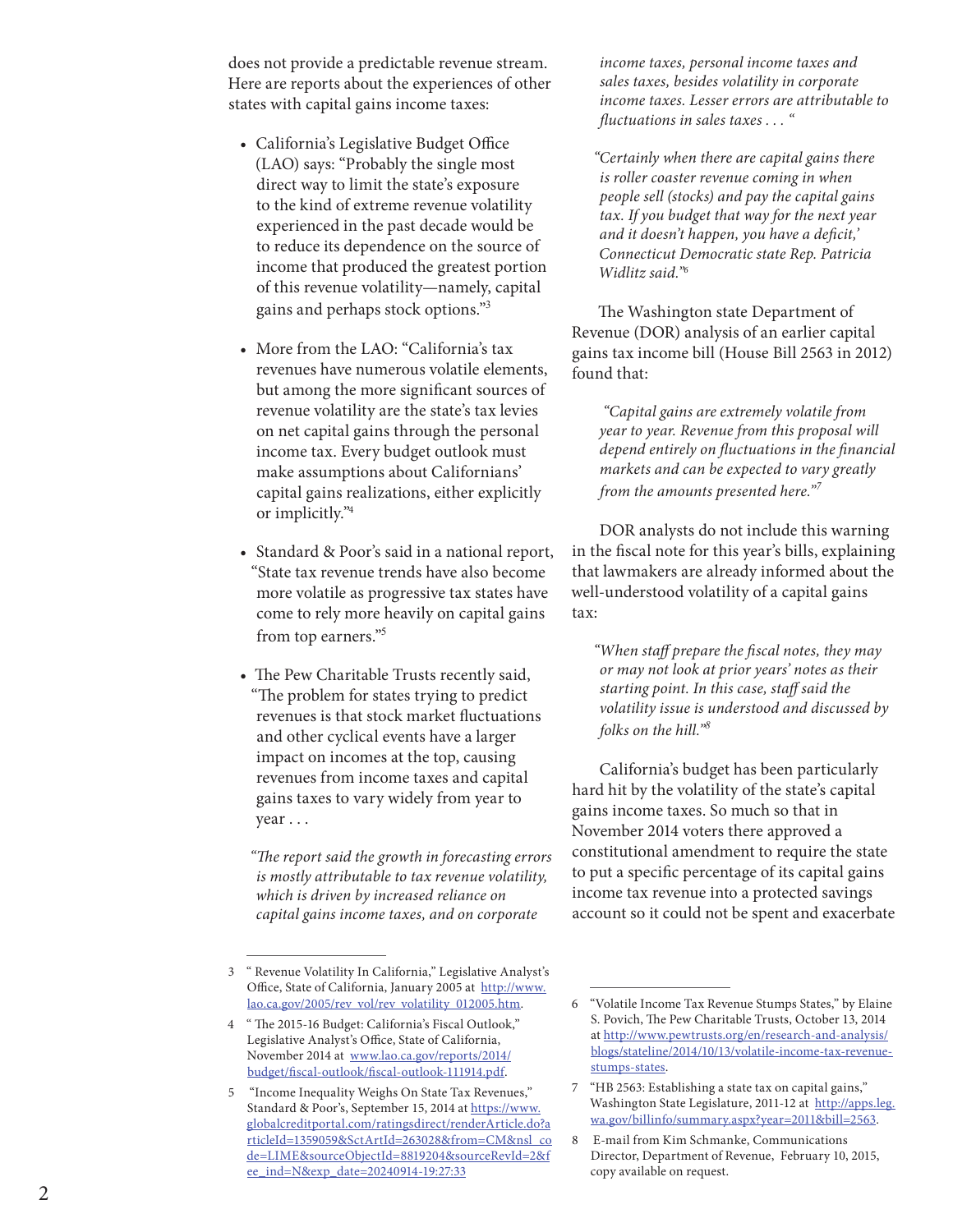does not provide a predictable revenue stream. Here are reports about the experiences of other states with capital gains income taxes:

- California's Legislative Budget Office (LAO) says: "Probably the single most direct way to limit the state's exposure to the kind of extreme revenue volatility experienced in the past decade would be to reduce its dependence on the source of income that produced the greatest portion of this revenue volatility—namely, capital gains and perhaps stock options."[3]

- More from the LAO: "California's tax revenues have numerous volatile elements, but among the more significant sources of revenue volatility are the state's tax levies on net capital gains through the personal income tax. Every budget outlook must make assumptions about Californians' capital gains realizations, either explicitly or implicitly."[4]

- Standard & Poor's said in a national report, "State tax revenue trends have also become more volatile as progressive tax states have come to rely more heavily on capital gains from top earners."[5]

- The Pew Charitable Trusts recently said, "The problem for states trying to predict revenues is that stock market fluctuations and other cyclical events have a larger impact on incomes at the top, causing revenues from income taxes and capital gains taxes to vary widely from year to year . . .

  *"The report said the growth in forecasting errors is mostly attributable to tax revenue volatility, which is driven by increased reliance on capital gains income taxes, and on corporate income taxes, personal income taxes and sales taxes, besides volatility in corporate income taxes. Lesser errors are attributable to fluctuations in sales taxes . . . "*

  *"Certainly when there are capital gains there is roller coaster revenue coming in when people sell (stocks) and pay the capital gains tax. If you budget that way for the next year and it doesn't happen, you have a deficit,' Connecticut Democratic state Rep. Patricia Widlitz said."*[6]

The Washington state Department of Revenue (DOR) analysis of an earlier capital gains tax income bill (House Bill 2563 in 2012) found that:

> *"Capital gains are extremely volatile from year to year. Revenue from this proposal will depend entirely on fluctuations in the financial markets and can be expected to vary greatly from the amounts presented here."*[7]

DOR analysts do not include this warning in the fiscal note for this year's bills, explaining that lawmakers are already informed about the well-understood volatility of a capital gains tax:

> *"When staff prepare the fiscal notes, they may or may not look at prior years' notes as their starting point. In this case, staff said the volatility issue is understood and discussed by folks on the hill."*[8]

California's budget has been particularly hard hit by the volatility of the state's capital gains income taxes. So much so that in November 2014 voters there approved a constitutional amendment to require the state to put a specific percentage of its capital gains income tax revenue into a protected savings account so it could not be spent and exacerbate

---

3 " Revenue Volatility In California," Legislative Analyst's Office, State of California, January 2005 at http://www.lao.ca.gov/2005/rev_vol/rev_volatility_012005.htm.

4 " The 2015-16 Budget: California's Fiscal Outlook," Legislative Analyst's Office, State of California, November 2014 at www.lao.ca.gov/reports/2014/budget/fiscal-outlook/fiscal-outlook-111914.pdf.

5 "Income Inequality Weighs On State Tax Revenues," Standard & Poor's, September 15, 2014 at https://www.globalcreditportal.com/ratingsdirect/renderArticle.do?articleId=1359059&SctArtId=263028&from=CM&nsl_code=LIME&sourceObjectId=8819204&sourceRevId=2&fee_ind=N&exp_date=20240914-19:27:33

6 "Volatile Income Tax Revenue Stumps States," by Elaine S. Povich, The Pew Charitable Trusts, October 13, 2014 at http://www.pewtrusts.org/en/research-and-analysis/blogs/stateline/2014/10/13/volatile-income-tax-revenue-stumps-states.

7 "HB 2563: Establishing a state tax on capital gains," Washington State Legislature, 2011-12 at http://apps.leg.wa.gov/billinfo/summary.aspx?year=2011&bill=2563.

8 E-mail from Kim Schmanke, Communications Director, Department of Revenue, February 10, 2015, copy available on request.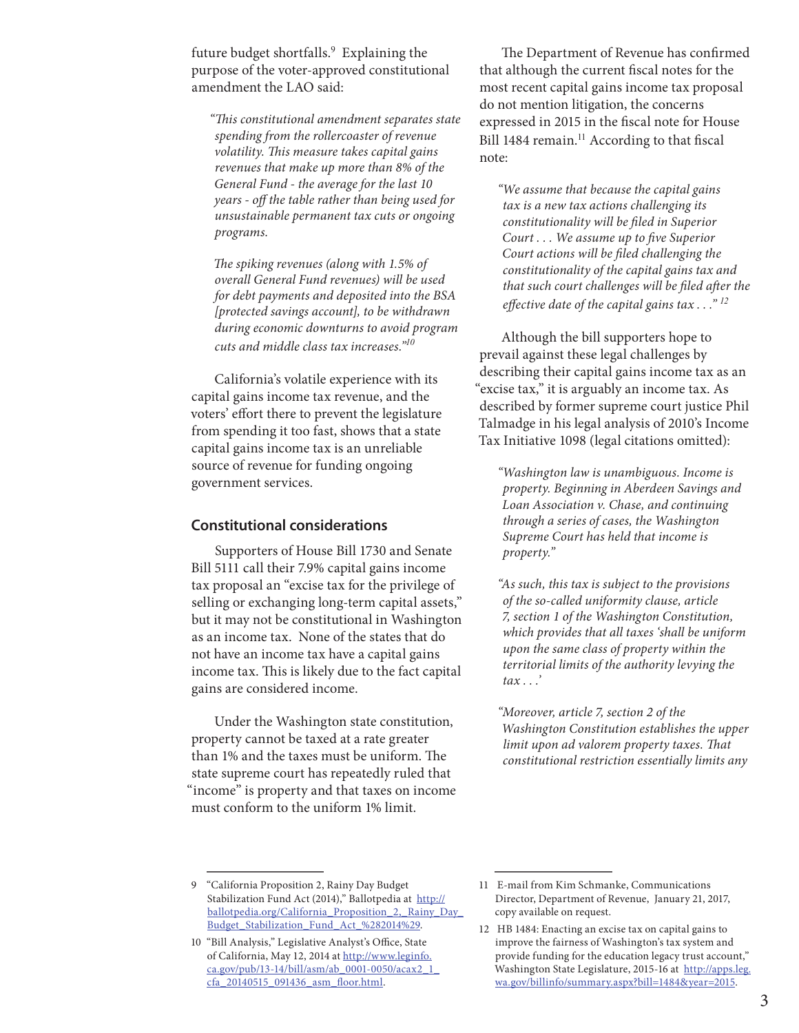future budget shortfalls.[9] Explaining the purpose of the voter-approved constitutional amendment the LAO said:

> *"This constitutional amendment separates state spending from the rollercoaster of revenue volatility. This measure takes capital gains revenues that make up more than 8% of the General Fund - the average for the last 10 years - off the table rather than being used for unsustainable permanent tax cuts or ongoing programs.*
>
> *The spiking revenues (along with 1.5% of overall General Fund revenues) will be used for debt payments and deposited into the BSA [protected savings account], to be withdrawn during economic downturns to avoid program cuts and middle class tax increases."*[10]

California's volatile experience with its capital gains income tax revenue, and the voters' effort there to prevent the legislature from spending it too fast, shows that a state capital gains income tax is an unreliable source of revenue for funding ongoing government services.

## Constitutional considerations

Supporters of House Bill 1730 and Senate Bill 5111 call their 7.9% capital gains income tax proposal an "excise tax for the privilege of selling or exchanging long-term capital assets," but it may not be constitutional in Washington as an income tax. None of the states that do not have an income tax have a capital gains income tax. This is likely due to the fact capital gains are considered income.

Under the Washington state constitution, property cannot be taxed at a rate greater than 1% and the taxes must be uniform. The state supreme court has repeatedly ruled that "income" is property and that taxes on income must conform to the uniform 1% limit.

The Department of Revenue has confirmed that although the current fiscal notes for the most recent capital gains income tax proposal do not mention litigation, the concerns expressed in 2015 in the fiscal note for House Bill 1484 remain.[11] According to that fiscal note:

> *"We assume that because the capital gains tax is a new tax actions challenging its constitutionality will be filed in Superior Court . . . We assume up to five Superior Court actions will be filed challenging the constitutionality of the capital gains tax and that such court challenges will be filed after the effective date of the capital gains tax . . ."* [12]

Although the bill supporters hope to prevail against these legal challenges by describing their capital gains income tax as an "excise tax," it is arguably an income tax. As described by former supreme court justice Phil Talmadge in his legal analysis of 2010's Income Tax Initiative 1098 (legal citations omitted):

> *"Washington law is unambiguous. Income is property. Beginning in Aberdeen Savings and Loan Association v. Chase, and continuing through a series of cases, the Washington Supreme Court has held that income is property."*
>
> *"As such, this tax is subject to the provisions of the so-called uniformity clause, article 7, section 1 of the Washington Constitution, which provides that all taxes 'shall be uniform upon the same class of property within the territorial limits of the authority levying the tax . . .'*
>
> *"Moreover, article 7, section 2 of the Washington Constitution establishes the upper limit upon ad valorem property taxes. That constitutional restriction essentially limits any*

---

9 "California Proposition 2, Rainy Day Budget Stabilization Fund Act (2014)," Ballotpedia at http://ballotpedia.org/California_Proposition_2,_Rainy_Day_Budget_Stabilization_Fund_Act_%282014%29.

10 "Bill Analysis," Legislative Analyst's Office, State of California, May 12, 2014 at http://www.leginfo.ca.gov/pub/13-14/bill/asm/ab_0001-0050/acax2_1_cfa_20140515_091436_asm_floor.html.

11 E-mail from Kim Schmanke, Communications Director, Department of Revenue, January 21, 2017, copy available on request.

12 HB 1484: Enacting an excise tax on capital gains to improve the fairness of Washington's tax system and provide funding for the education legacy trust account," Washington State Legislature, 2015-16 at http://apps.leg.wa.gov/billinfo/summary.aspx?bill=1484&year=2015.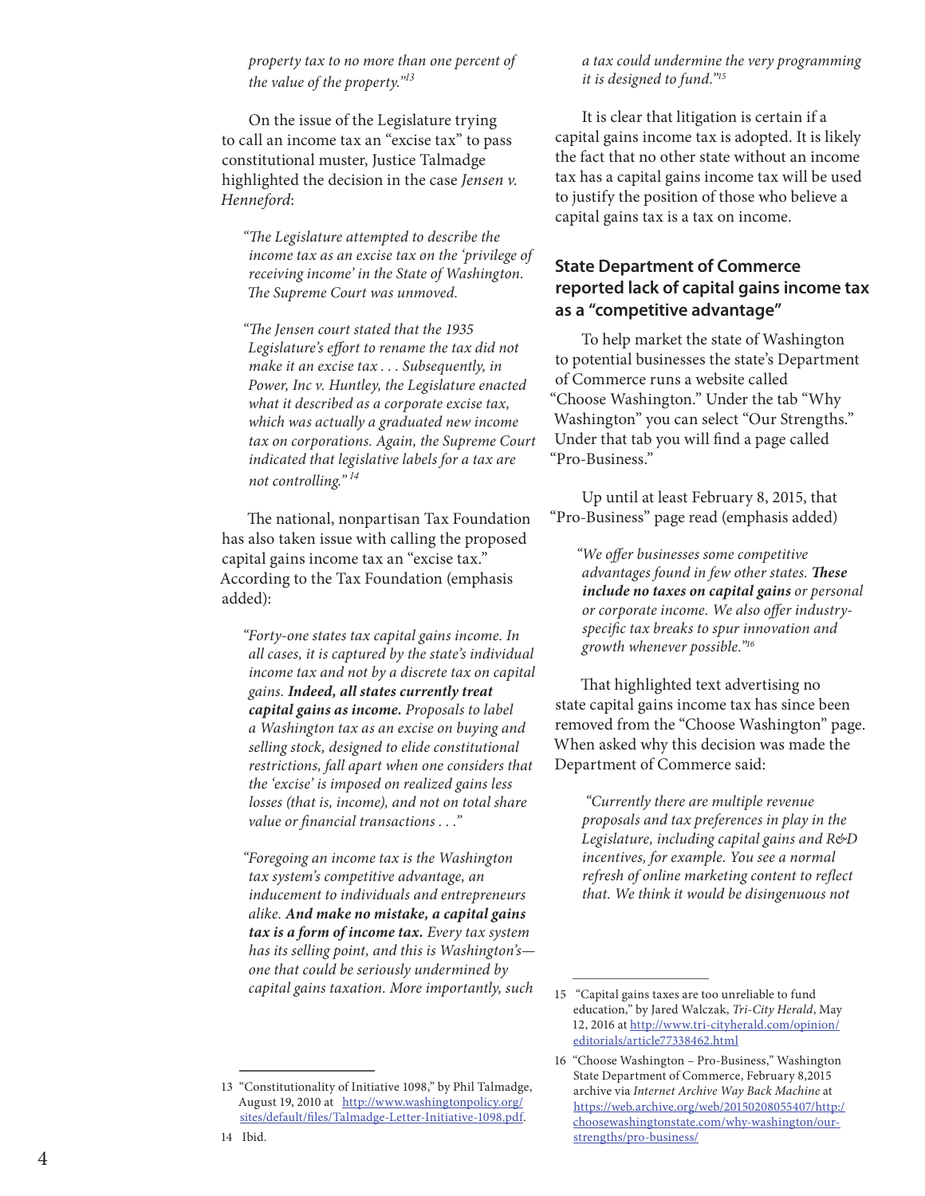*property tax to no more than one percent of the value of the property."*[13]

On the issue of the Legislature trying to call an income tax an "excise tax" to pass constitutional muster, Justice Talmadge highlighted the decision in the case *Jensen v. Henneford*:

> *"The Legislature attempted to describe the income tax as an excise tax on the 'privilege of receiving income' in the State of Washington. The Supreme Court was unmoved.*
>
> *"The Jensen court stated that the 1935 Legislature's effort to rename the tax did not make it an excise tax . . . Subsequently, in Power, Inc v. Huntley, the Legislature enacted what it described as a corporate excise tax, which was actually a graduated new income tax on corporations. Again, the Supreme Court indicated that legislative labels for a tax are not controlling."* [14]

The national, nonpartisan Tax Foundation has also taken issue with calling the proposed capital gains income tax an "excise tax." According to the Tax Foundation (emphasis added):

> *"Forty-one states tax capital gains income. In all cases, it is captured by the state's individual income tax and not by a discrete tax on capital gains. **Indeed, all states currently treat capital gains as income.** Proposals to label a Washington tax as an excise on buying and selling stock, designed to elide constitutional restrictions, fall apart when one considers that the 'excise' is imposed on realized gains less losses (that is, income), and not on total share value or financial transactions . . ."*
>
> *"Foregoing an income tax is the Washington tax system's competitive advantage, an inducement to individuals and entrepreneurs alike. **And make no mistake, a capital gains tax is a form of income tax.** Every tax system has its selling point, and this is Washington's—one that could be seriously undermined by capital gains taxation. More importantly, such a tax could undermine the very programming it is designed to fund."*[15]

It is clear that litigation is certain if a capital gains income tax is adopted. It is likely the fact that no other state without an income tax has a capital gains income tax will be used to justify the position of those who believe a capital gains tax is a tax on income.

## State Department of Commerce reported lack of capital gains income tax as a "competitive advantage"

To help market the state of Washington to potential businesses the state's Department of Commerce runs a website called "Choose Washington." Under the tab "Why Washington" you can select "Our Strengths." Under that tab you will find a page called "Pro-Business."

Up until at least February 8, 2015, that "Pro-Business" page read (emphasis added)

> *"We offer businesses some competitive advantages found in few other states. **These include no taxes on capital gains** or personal or corporate income. We also offer industry-specific tax breaks to spur innovation and growth whenever possible."*[16]

That highlighted text advertising no state capital gains income tax has since been removed from the "Choose Washington" page. When asked why this decision was made the Department of Commerce said:

> *"Currently there are multiple revenue proposals and tax preferences in play in the Legislature, including capital gains and R&D incentives, for example. You see a normal refresh of online marketing content to reflect that. We think it would be disingenuous not*

---

13 "Constitutionality of Initiative 1098," by Phil Talmadge, August 19, 2010 at http://www.washingtonpolicy.org/sites/default/files/Talmadge-Letter-Initiative-1098.pdf.

14 Ibid.

15 "Capital gains taxes are too unreliable to fund education," by Jared Walczak, *Tri-City Herald*, May 12, 2016 at http://www.tri-cityherald.com/opinion/editorials/article77338462.html

16 "Choose Washington – Pro-Business," Washington State Department of Commerce, February 8,2015 archive via *Internet Archive Way Back Machine* at https://web.archive.org/web/20150208055407/http://choosewashingtonstate.com/why-washington/our-strengths/pro-business/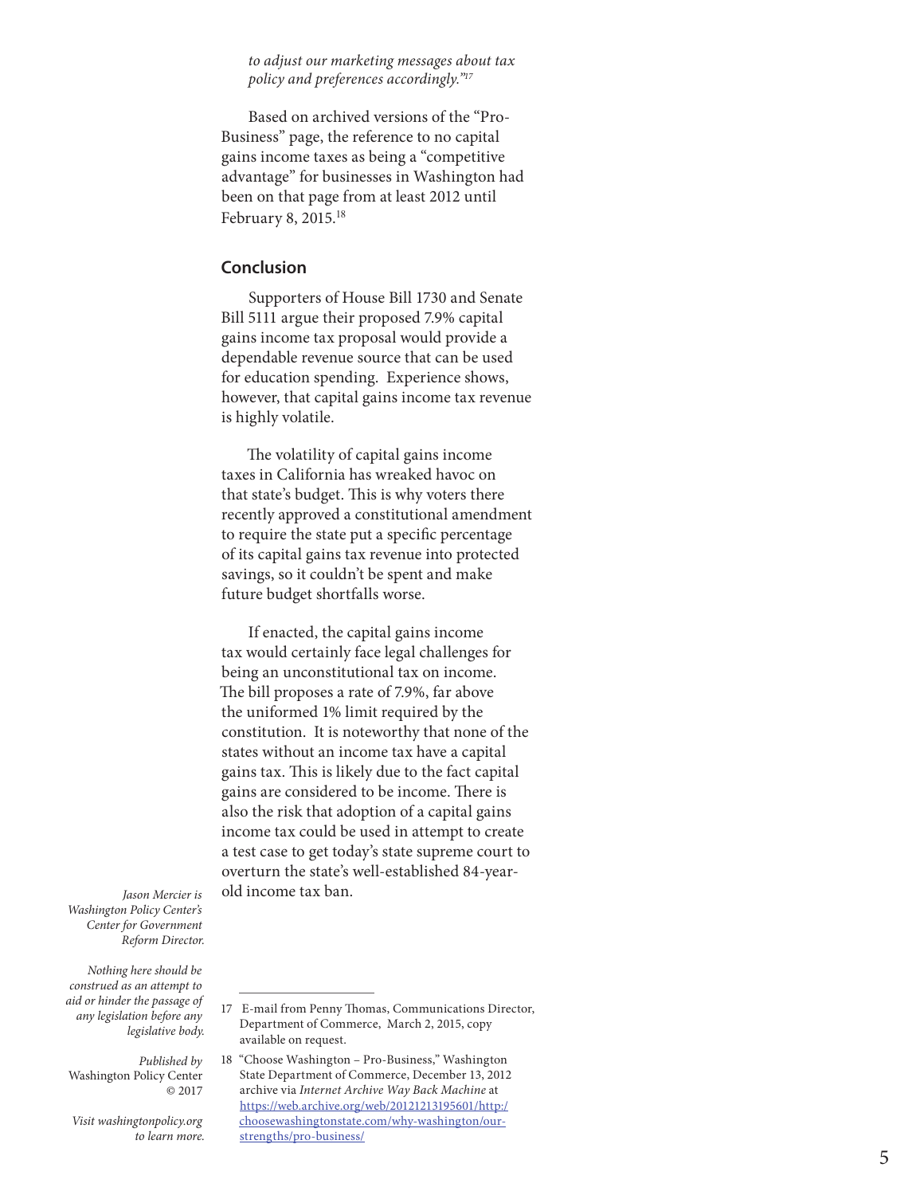*to adjust our marketing messages about tax policy and preferences accordingly."*[17]

Based on archived versions of the "Pro-Business" page, the reference to no capital gains income taxes as being a "competitive advantage" for businesses in Washington had been on that page from at least 2012 until February 8, 2015.[18]

## Conclusion

Supporters of House Bill 1730 and Senate Bill 5111 argue their proposed 7.9% capital gains income tax proposal would provide a dependable revenue source that can be used for education spending. Experience shows, however, that capital gains income tax revenue is highly volatile.

The volatility of capital gains income taxes in California has wreaked havoc on that state's budget. This is why voters there recently approved a constitutional amendment to require the state put a specific percentage of its capital gains tax revenue into protected savings, so it couldn't be spent and make future budget shortfalls worse.

If enacted, the capital gains income tax would certainly face legal challenges for being an unconstitutional tax on income. The bill proposes a rate of 7.9%, far above the uniformed 1% limit required by the constitution. It is noteworthy that none of the states without an income tax have a capital gains tax. This is likely due to the fact capital gains are considered to be income. There is also the risk that adoption of a capital gains income tax could be used in attempt to create a test case to get today's state supreme court to overturn the state's well-established 84-year-old income tax ban.

*Jason Mercier is Washington Policy Center's Center for Government Reform Director.*

*Nothing here should be construed as an attempt to aid or hinder the passage of any legislation before any legislative body.*

*Published by* Washington Policy Center © 2017

*Visit washingtonpolicy.org to learn more.*

---

17 E-mail from Penny Thomas, Communications Director, Department of Commerce, March 2, 2015, copy available on request.

18 "Choose Washington – Pro-Business," Washington State Department of Commerce, December 13, 2012 archive via *Internet Archive Way Back Machine* at https://web.archive.org/web/20121213195601/http:/choosewashingtonstate.com/why-washington/our-strengths/pro-business/